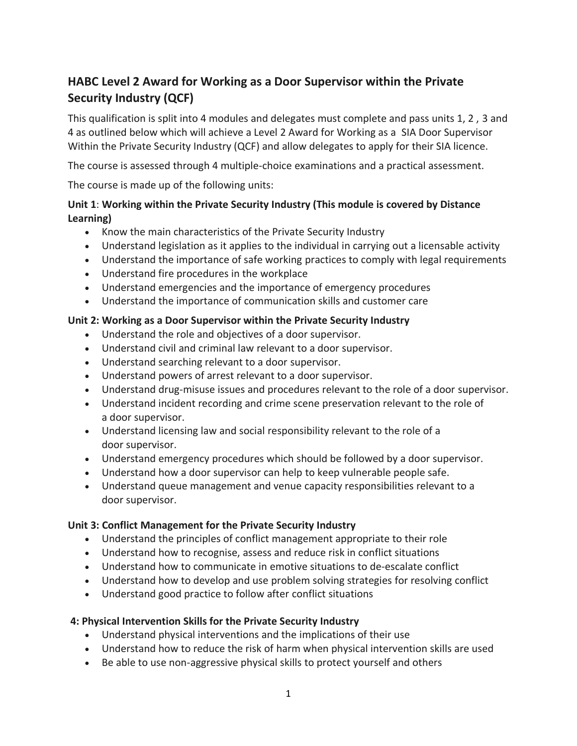## HABC Level 2 Award for Working as a Door Supervisor within the Private Security Industry (QCF)

This qualification is split into 4 modules and delegates must complete and pass units 1, 2 , 3 and 4 as outlined below which will achieve a Level 2 Award for Working as a SIA Door Supervisor Within the Private Security Industry (QCF) and allow delegates to apply for their SIA licence.

The course is assessed through 4 multiple-choice examinations and a practical assessment.

The course is made up of the following units:

### Unit 1: Working within the Private Security Industry (This module is covered by Distance Learning)

- Know the main characteristics of the Private Security Industry
- Understand legislation as it applies to the individual in carrying out a licensable activity
- Understand the importance of safe working practices to comply with legal requirements
- Understand fire procedures in the workplace
- Understand emergencies and the importance of emergency procedures
- Understand the importance of communication skills and customer care

### Unit 2: Working as a Door Supervisor within the Private Security Industry

- Understand the role and objectives of a door supervisor.
- Understand civil and criminal law relevant to a door supervisor.
- Understand searching relevant to a door supervisor.
- Understand powers of arrest relevant to a door supervisor.
- Understand drug-misuse issues and procedures relevant to the role of a door supervisor.
- Understand incident recording and crime scene preservation relevant to the role of a door supervisor.
- Understand licensing law and social responsibility relevant to the role of a door supervisor.
- Understand emergency procedures which should be followed by a door supervisor.
- Understand how a door supervisor can help to keep vulnerable people safe.
- Understand queue management and venue capacity responsibilities relevant to a door supervisor.

### Unit 3: Conflict Management for the Private Security Industry

- Understand the principles of conflict management appropriate to their role
- Understand how to recognise, assess and reduce risk in conflict situations
- Understand how to communicate in emotive situations to de-escalate conflict
- Understand how to develop and use problem solving strategies for resolving conflict
- Understand good practice to follow after conflict situations

### 4: Physical Intervention Skills for the Private Security Industry

- Understand physical interventions and the implications of their use
- Understand how to reduce the risk of harm when physical intervention skills are used
- Be able to use non-aggressive physical skills to protect yourself and others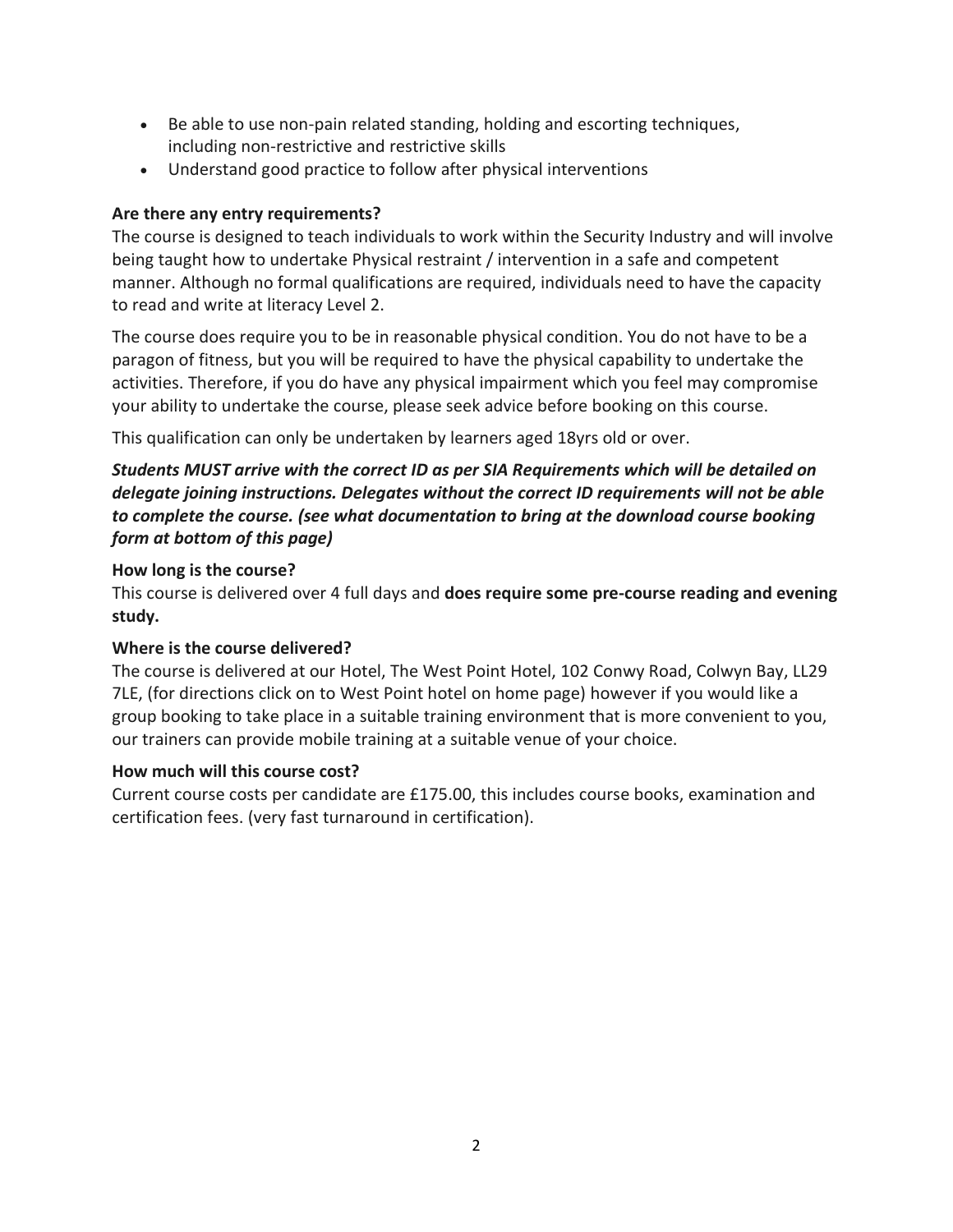- Be able to use non-pain related standing, holding and escorting techniques, including non-restrictive and restrictive skills
- Understand good practice to follow after physical interventions

**Are there any entry requirements?**

The course is designed to teach individuals to work within the Security Industry and will involve being taught how to undertake Physical restraint / intervention in a safe and competent manner. Although no formal qualifications are required, individuals need to have the capacity to read and write at literacy Level 2.

The course does require you to be in reasonable physical condition. You do not have to be a paragon of fitness, but you will be required to have the physical capability to undertake the activities. Therefore, if you do have any physical impairment which you feel may compromise your ability to undertake the course, please seek advice before booking on this course.

This qualification can only be undertaken by learners aged 18yrs old or over.

***Students MUST arrive with the correct ID as per SIA Requirements which will be detailed on delegate joining instructions. Delegates without the correct ID requirements will not be able to complete the course. (see what documentation to bring at the download course booking form at bottom of this page)***

**How long is the course?**

This course is delivered over 4 full days and **does require some pre-course reading and evening study.**

**Where is the course delivered?**

The course is delivered at our Hotel, The West Point Hotel, 102 Conwy Road, Colwyn Bay, LL29 7LE, (for directions click on to West Point hotel on home page) however if you would like a group booking to take place in a suitable training environment that is more convenient to you, our trainers can provide mobile training at a suitable venue of your choice.

**How much will this course cost?**

Current course costs per candidate are £175.00, this includes course books, examination and certification fees. (very fast turnaround in certification).